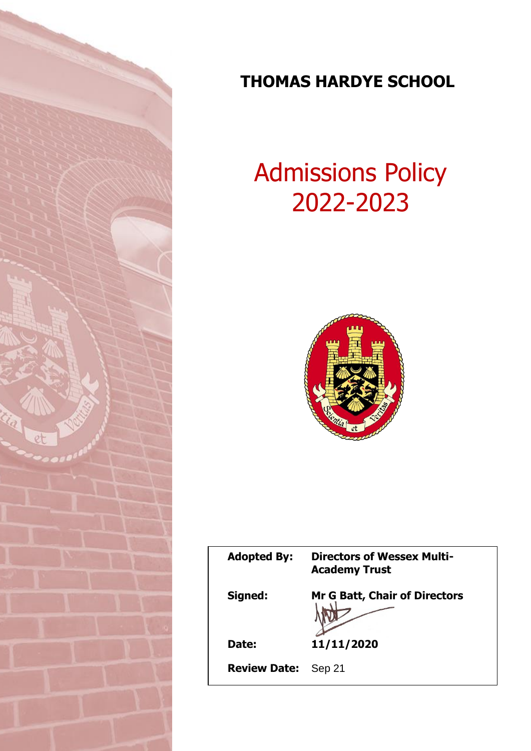# THOMAS HARDYE SCHOOL

## Admissions Policy 2022-2023

| | |
|---|---|
| **Adopted By:** | **Directors of Wessex Multi-Academy Trust** |
| **Signed:** | **Mr G Batt, Chair of Directors** |
| **Date:** | **11/11/2020** |
| **Review Date:** | Sep 21 |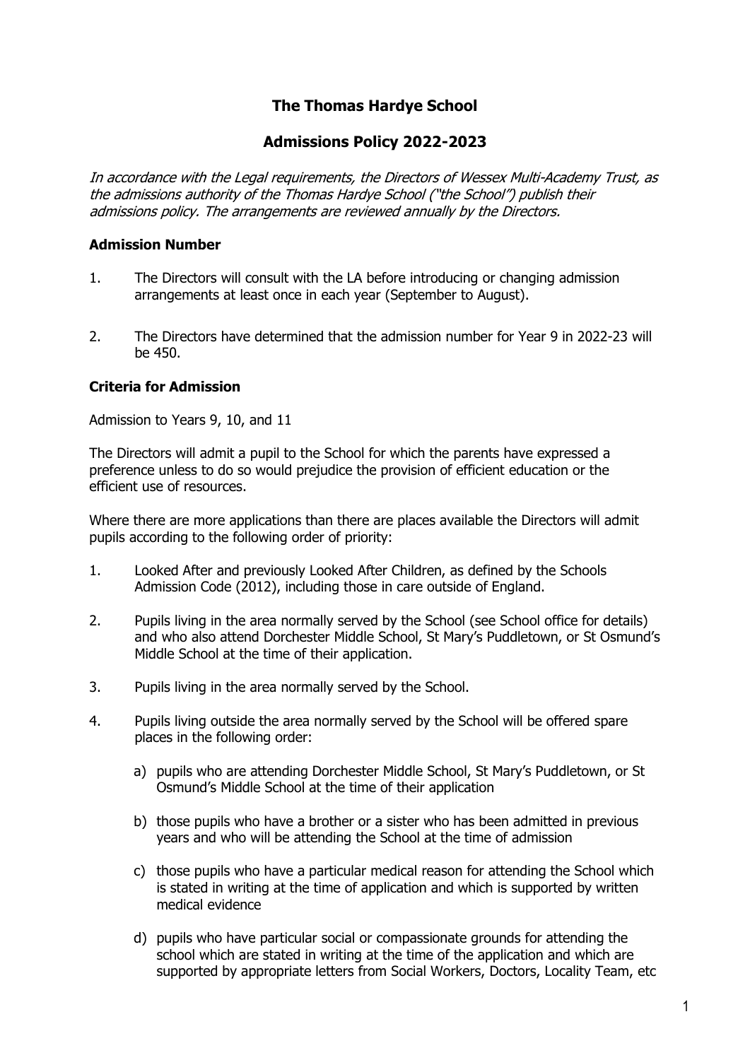# The Thomas Hardye School

## Admissions Policy 2022-2023

*In accordance with the Legal requirements, the Directors of Wessex Multi-Academy Trust, as the admissions authority of the Thomas Hardye School ("the School") publish their admissions policy. The arrangements are reviewed annually by the Directors.*

### Admission Number

1. The Directors will consult with the LA before introducing or changing admission arrangements at least once in each year (September to August).

2. The Directors have determined that the admission number for Year 9 in 2022-23 will be 450.

### Criteria for Admission

Admission to Years 9, 10, and 11

The Directors will admit a pupil to the School for which the parents have expressed a preference unless to do so would prejudice the provision of efficient education or the efficient use of resources.

Where there are more applications than there are places available the Directors will admit pupils according to the following order of priority:

1. Looked After and previously Looked After Children, as defined by the Schools Admission Code (2012), including those in care outside of England.

2. Pupils living in the area normally served by the School (see School office for details) and who also attend Dorchester Middle School, St Mary's Puddletown, or St Osmund's Middle School at the time of their application.

3. Pupils living in the area normally served by the School.

4. Pupils living outside the area normally served by the School will be offered spare places in the following order:

   a) pupils who are attending Dorchester Middle School, St Mary's Puddletown, or St Osmund's Middle School at the time of their application

   b) those pupils who have a brother or a sister who has been admitted in previous years and who will be attending the School at the time of admission

   c) those pupils who have a particular medical reason for attending the School which is stated in writing at the time of application and which is supported by written medical evidence

   d) pupils who have particular social or compassionate grounds for attending the school which are stated in writing at the time of the application and which are supported by appropriate letters from Social Workers, Doctors, Locality Team, etc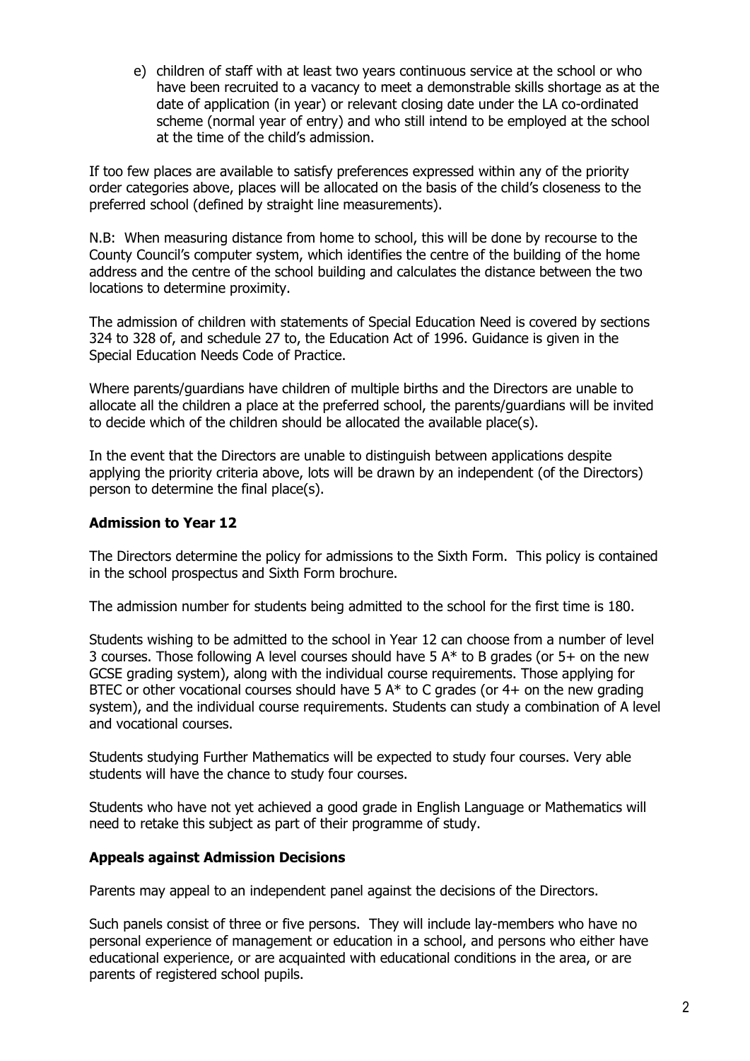e) children of staff with at least two years continuous service at the school or who have been recruited to a vacancy to meet a demonstrable skills shortage as at the date of application (in year) or relevant closing date under the LA co-ordinated scheme (normal year of entry) and who still intend to be employed at the school at the time of the child's admission.

If too few places are available to satisfy preferences expressed within any of the priority order categories above, places will be allocated on the basis of the child's closeness to the preferred school (defined by straight line measurements).

N.B: When measuring distance from home to school, this will be done by recourse to the County Council's computer system, which identifies the centre of the building of the home address and the centre of the school building and calculates the distance between the two locations to determine proximity.

The admission of children with statements of Special Education Need is covered by sections 324 to 328 of, and schedule 27 to, the Education Act of 1996. Guidance is given in the Special Education Needs Code of Practice.

Where parents/guardians have children of multiple births and the Directors are unable to allocate all the children a place at the preferred school, the parents/guardians will be invited to decide which of the children should be allocated the available place(s).

In the event that the Directors are unable to distinguish between applications despite applying the priority criteria above, lots will be drawn by an independent (of the Directors) person to determine the final place(s).

**Admission to Year 12**

The Directors determine the policy for admissions to the Sixth Form. This policy is contained in the school prospectus and Sixth Form brochure.

The admission number for students being admitted to the school for the first time is 180.

Students wishing to be admitted to the school in Year 12 can choose from a number of level 3 courses. Those following A level courses should have 5 A* to B grades (or 5+ on the new GCSE grading system), along with the individual course requirements. Those applying for BTEC or other vocational courses should have 5 A* to C grades (or 4+ on the new grading system), and the individual course requirements. Students can study a combination of A level and vocational courses.

Students studying Further Mathematics will be expected to study four courses. Very able students will have the chance to study four courses.

Students who have not yet achieved a good grade in English Language or Mathematics will need to retake this subject as part of their programme of study.

**Appeals against Admission Decisions**

Parents may appeal to an independent panel against the decisions of the Directors.

Such panels consist of three or five persons. They will include lay-members who have no personal experience of management or education in a school, and persons who either have educational experience, or are acquainted with educational conditions in the area, or are parents of registered school pupils.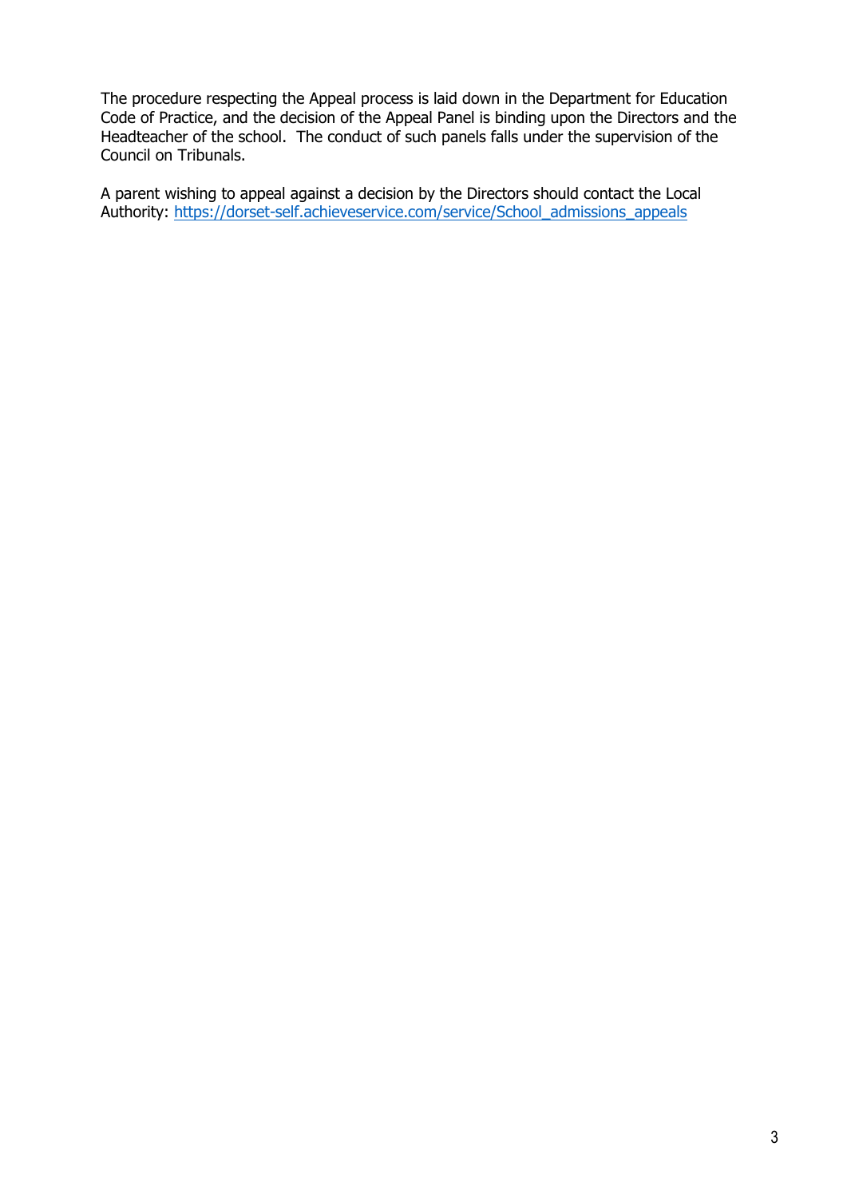The procedure respecting the Appeal process is laid down in the Department for Education Code of Practice, and the decision of the Appeal Panel is binding upon the Directors and the Headteacher of the school. The conduct of such panels falls under the supervision of the Council on Tribunals.

A parent wishing to appeal against a decision by the Directors should contact the Local Authority: [https://dorset-self.achieveservice.com/service/School_admissions_appeals](https://dorset-self.achieveservice.com/service/School_admissions_appeals)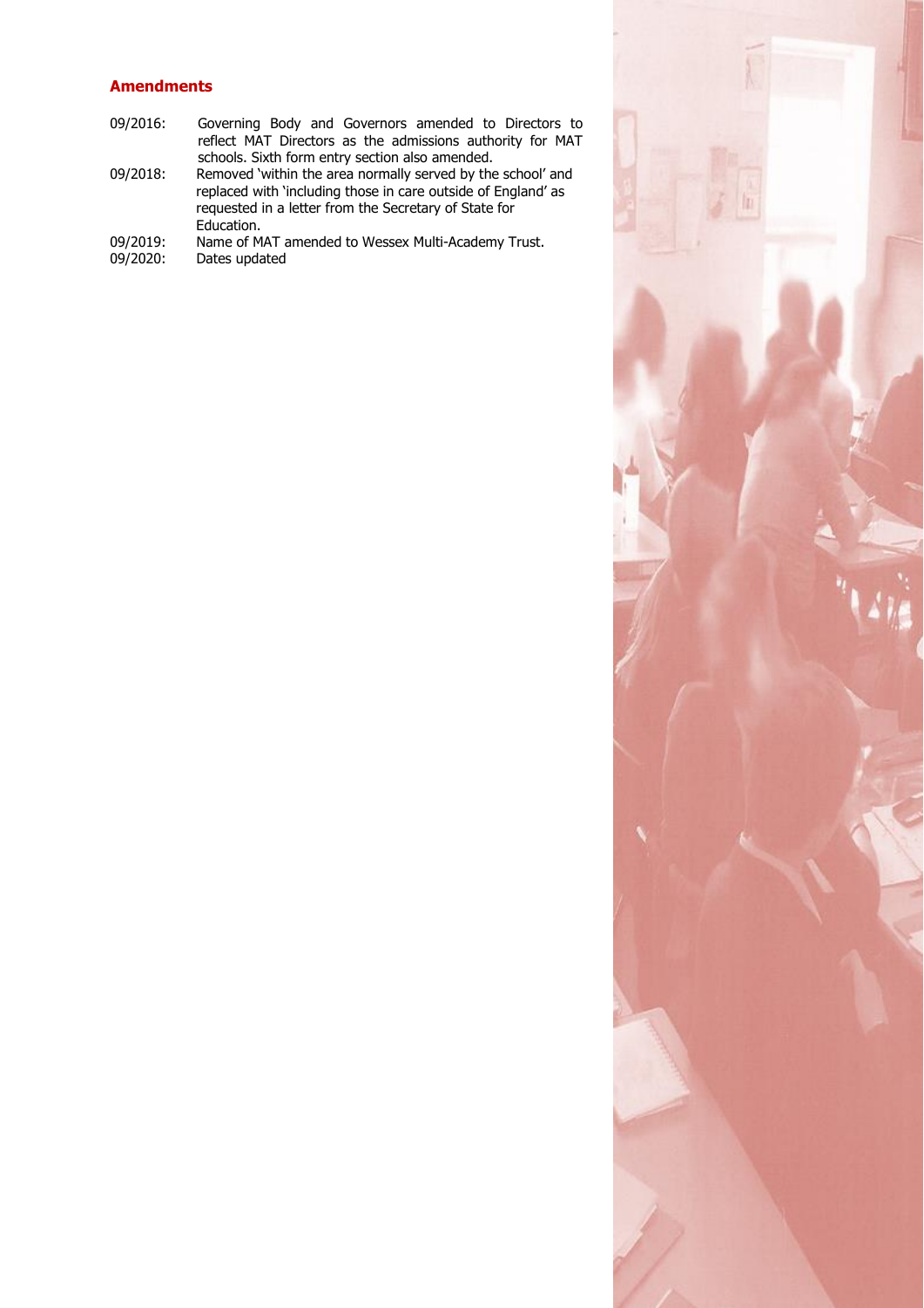## Amendments

| | |
|---|---|
| 09/2016: | Governing Body and Governors amended to Directors to reflect MAT Directors as the admissions authority for MAT schools. Sixth form entry section also amended. |
| 09/2018: | Removed 'within the area normally served by the school' and replaced with 'including those in care outside of England' as requested in a letter from the Secretary of State for Education. |
| 09/2019: | Name of MAT amended to Wessex Multi-Academy Trust. |
| 09/2020: | Dates updated |